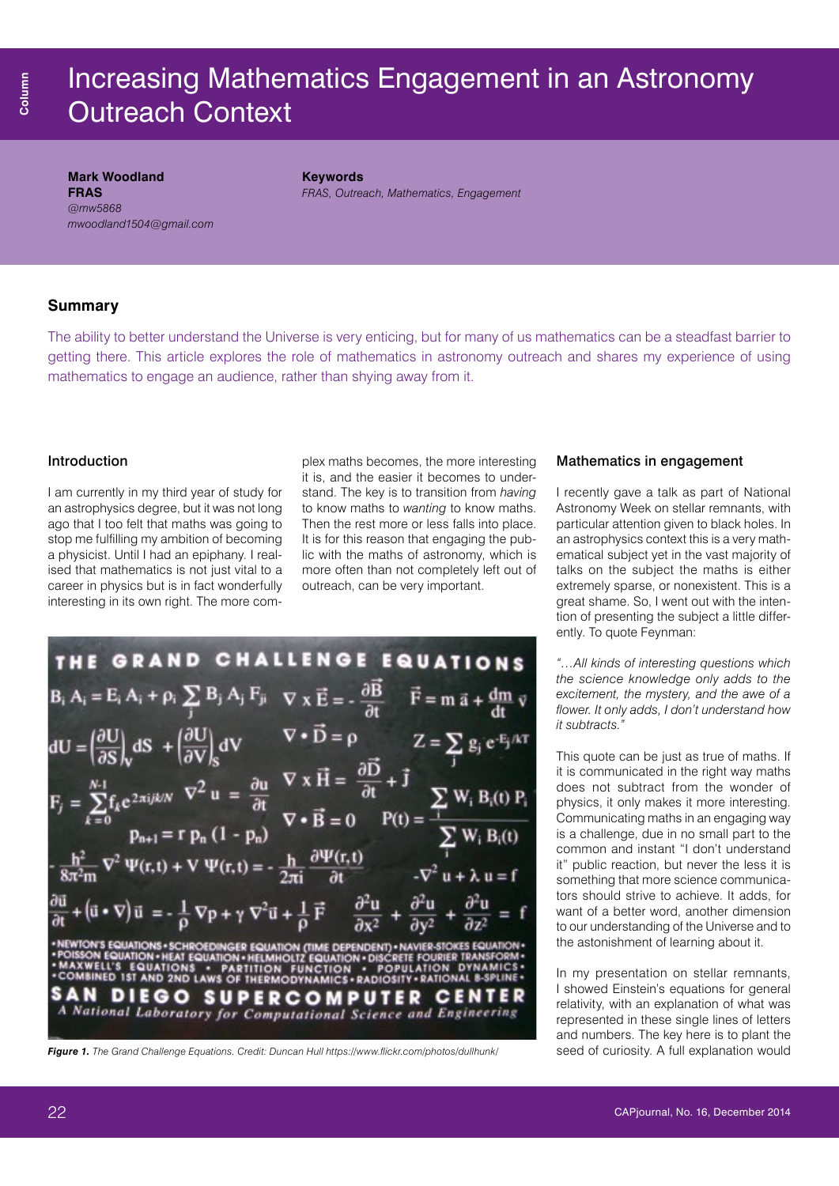# Increasing Mathematics Engagement in an Astronomy Outreach Context

**Mark Woodland**
**FRAS**
*@mw5868*
*mwoodland1504@gmail.com*

**Keywords**
*FRAS, Outreach, Mathematics, Engagement*

## Summary

The ability to better understand the Universe is very enticing, but for many of us mathematics can be a steadfast barrier to getting there. This article explores the role of mathematics in astronomy outreach and shares my experience of using mathematics to engage an audience, rather than shying away from it.

## Introduction

I am currently in my third year of study for an astrophysics degree, but it was not long ago that I too felt that maths was going to stop me fulfilling my ambition of becoming a physicist. Until I had an epiphany. I realised that mathematics is not just vital to a career in physics but is in fact wonderfully interesting in its own right. The more complex maths becomes, the more interesting it is, and the easier it becomes to understand. The key is to transition from *having* to know maths to *wanting* to know maths. Then the rest more or less falls into place. It is for this reason that engaging the public with the maths of astronomy, which is more often than not completely left out of outreach, can be very important.

*Figure 1.* The Grand Challenge Equations. Credit: Duncan Hull https://www.flickr.com/photos/dullhunk/

## Mathematics in engagement

I recently gave a talk as part of National Astronomy Week on stellar remnants, with particular attention given to black holes. In an astrophysics context this is a very mathematical subject yet in the vast majority of talks on the subject the maths is either extremely sparse, or nonexistent. This is a great shame. So, I went out with the intention of presenting the subject a little differently. To quote Feynman:

*"…All kinds of interesting questions which the science knowledge only adds to the excitement, the mystery, and the awe of a flower. It only adds, I don't understand how it subtracts."*

This quote can be just as true of maths. If it is communicated in the right way maths does not subtract from the wonder of physics, it only makes it more interesting. Communicating maths in an engaging way is a challenge, due in no small part to the common and instant "I don't understand it" public reaction, but never the less it is something that more science communicators should strive to achieve. It adds, for want of a better word, another dimension to our understanding of the Universe and to the astonishment of learning about it.

In my presentation on stellar remnants, I showed Einstein's equations for general relativity, with an explanation of what was represented in these single lines of letters and numbers. The key here is to plant the seed of curiosity. A full explanation would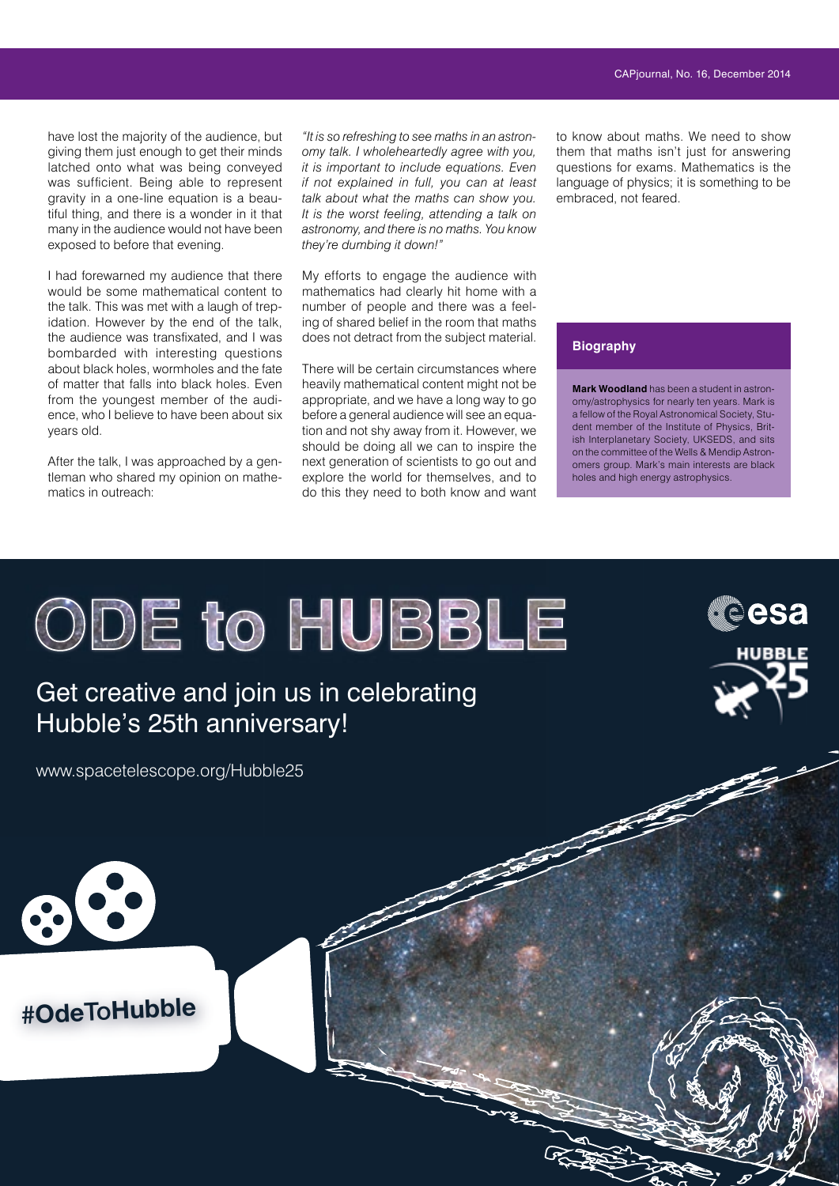have lost the majority of the audience, but giving them just enough to get their minds latched onto what was being conveyed was sufficient. Being able to represent gravity in a one-line equation is a beautiful thing, and there is a wonder in it that many in the audience would not have been exposed to before that evening.

I had forewarned my audience that there would be some mathematical content to the talk. This was met with a laugh of trepidation. However by the end of the talk, the audience was transfixated, and I was bombarded with interesting questions about black holes, wormholes and the fate of matter that falls into black holes. Even from the youngest member of the audience, who I believe to have been about six years old.

After the talk, I was approached by a gentleman who shared my opinion on mathematics in outreach:

*"It is so refreshing to see maths in an astronomy talk. I wholeheartedly agree with you, it is important to include equations. Even if not explained in full, you can at least talk about what the maths can show you. It is the worst feeling, attending a talk on astronomy, and there is no maths. You know they're dumbing it down!"*

My efforts to engage the audience with mathematics had clearly hit home with a number of people and there was a feeling of shared belief in the room that maths does not detract from the subject material.

There will be certain circumstances where heavily mathematical content might not be appropriate, and we have a long way to go before a general audience will see an equation and not shy away from it. However, we should be doing all we can to inspire the next generation of scientists to go out and explore the world for themselves, and to do this they need to both know and want to know about maths. We need to show them that maths isn't just for answering questions for exams. Mathematics is the language of physics; it is something to be embraced, not feared.

### Biography

**Mark Woodland** has been a student in astronomy/astrophysics for nearly ten years. Mark is a fellow of the Royal Astronomical Society, Student member of the Institute of Physics, British Interplanetary Society, UKSEDS, and sits on the committee of the Wells & Mendip Astronomers group. Mark's main interests are black holes and high energy astrophysics.

# ODE to HUBBLE

Get creative and join us in celebrating Hubble's 25th anniversary!

www.spacetelescope.org/Hubble25

esa

HUBBLE 25

#OdeToHubble